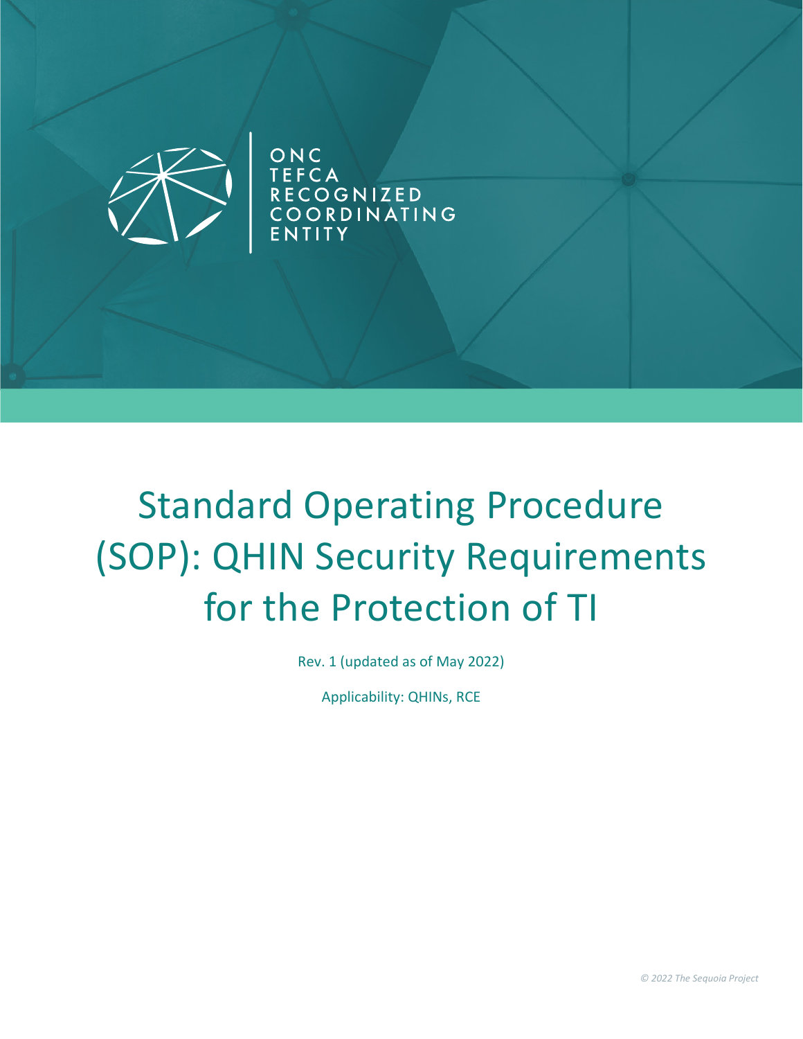ONC
TEFCA
RECOGNIZED
COORDINATING
ENTITY

# Standard Operating Procedure (SOP): QHIN Security Requirements for the Protection of TI

Rev. 1 (updated as of May 2022)

Applicability: QHINs, RCE

*© 2022 The Sequoia Project*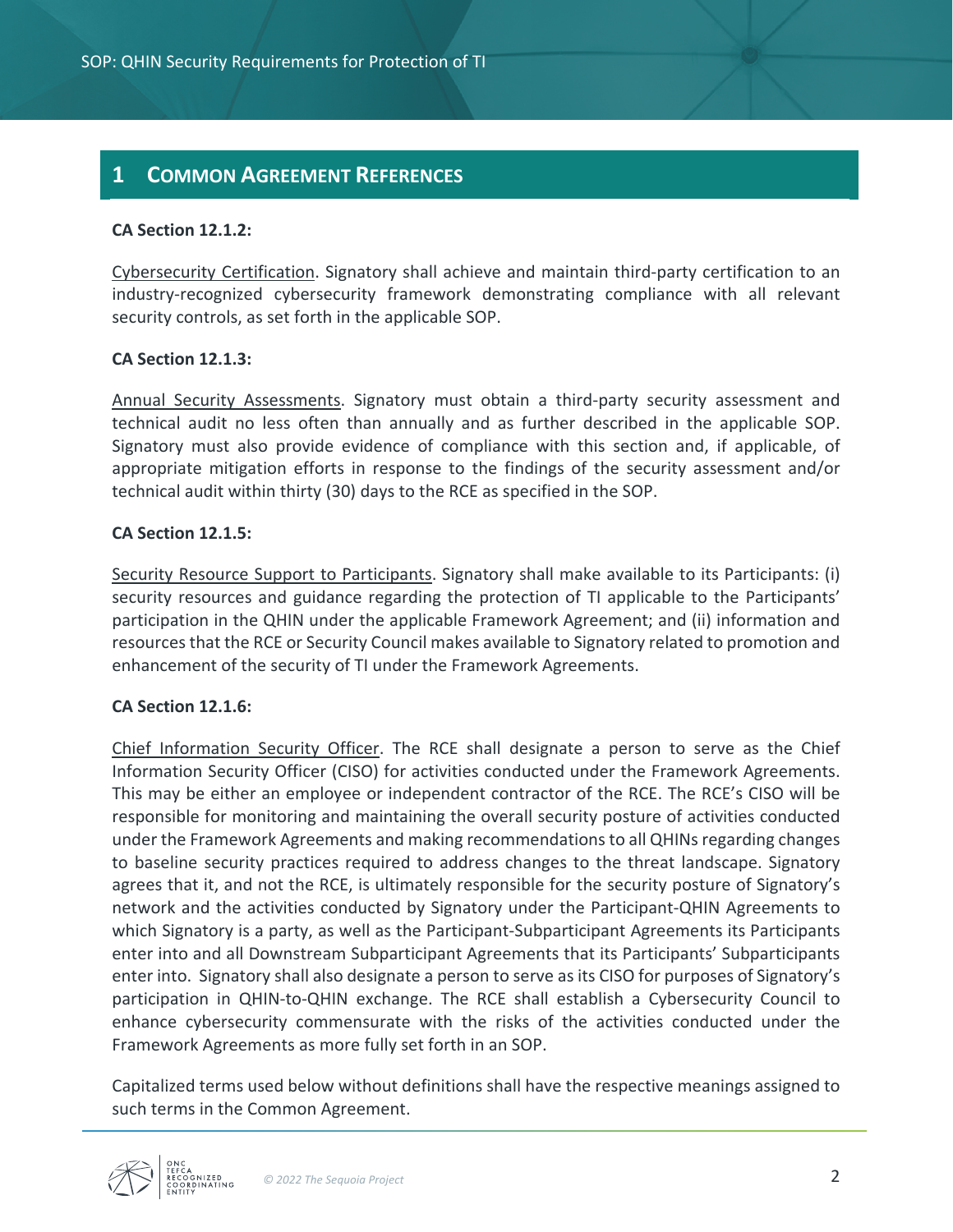# 1 Common Agreement References

**CA Section 12.1.2:**

Cybersecurity Certification. Signatory shall achieve and maintain third-party certification to an industry-recognized cybersecurity framework demonstrating compliance with all relevant security controls, as set forth in the applicable SOP.

**CA Section 12.1.3:**

Annual Security Assessments. Signatory must obtain a third-party security assessment and technical audit no less often than annually and as further described in the applicable SOP. Signatory must also provide evidence of compliance with this section and, if applicable, of appropriate mitigation efforts in response to the findings of the security assessment and/or technical audit within thirty (30) days to the RCE as specified in the SOP.

**CA Section 12.1.5:**

Security Resource Support to Participants. Signatory shall make available to its Participants: (i) security resources and guidance regarding the protection of TI applicable to the Participants' participation in the QHIN under the applicable Framework Agreement; and (ii) information and resources that the RCE or Security Council makes available to Signatory related to promotion and enhancement of the security of TI under the Framework Agreements.

**CA Section 12.1.6:**

Chief Information Security Officer. The RCE shall designate a person to serve as the Chief Information Security Officer (CISO) for activities conducted under the Framework Agreements. This may be either an employee or independent contractor of the RCE. The RCE's CISO will be responsible for monitoring and maintaining the overall security posture of activities conducted under the Framework Agreements and making recommendations to all QHINs regarding changes to baseline security practices required to address changes to the threat landscape. Signatory agrees that it, and not the RCE, is ultimately responsible for the security posture of Signatory's network and the activities conducted by Signatory under the Participant-QHIN Agreements to which Signatory is a party, as well as the Participant-Subparticipant Agreements its Participants enter into and all Downstream Subparticipant Agreements that its Participants' Subparticipants enter into. Signatory shall also designate a person to serve as its CISO for purposes of Signatory's participation in QHIN-to-QHIN exchange. The RCE shall establish a Cybersecurity Council to enhance cybersecurity commensurate with the risks of the activities conducted under the Framework Agreements as more fully set forth in an SOP.

Capitalized terms used below without definitions shall have the respective meanings assigned to such terms in the Common Agreement.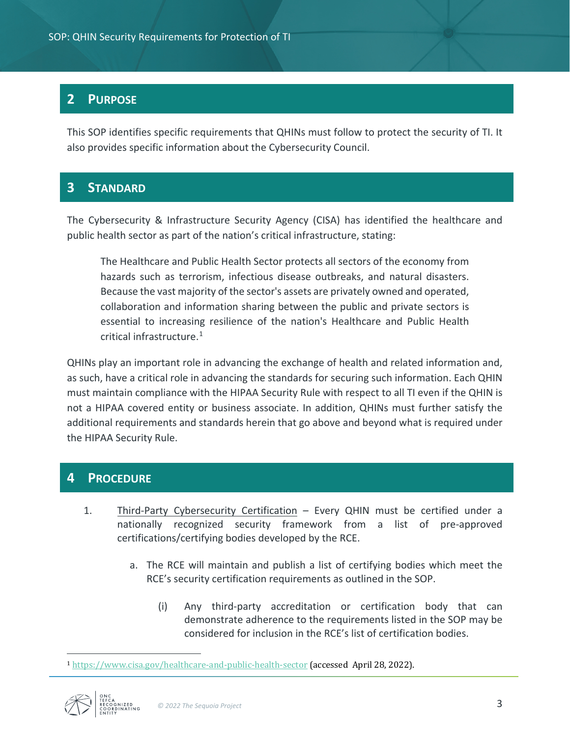## 2 Purpose

This SOP identifies specific requirements that QHINs must follow to protect the security of TI. It also provides specific information about the Cybersecurity Council.

## 3 Standard

The Cybersecurity & Infrastructure Security Agency (CISA) has identified the healthcare and public health sector as part of the nation's critical infrastructure, stating:

> The Healthcare and Public Health Sector protects all sectors of the economy from hazards such as terrorism, infectious disease outbreaks, and natural disasters. Because the vast majority of the sector's assets are privately owned and operated, collaboration and information sharing between the public and private sectors is essential to increasing resilience of the nation's Healthcare and Public Health critical infrastructure.[1]

QHINs play an important role in advancing the exchange of health and related information and, as such, have a critical role in advancing the standards for securing such information. Each QHIN must maintain compliance with the HIPAA Security Rule with respect to all TI even if the QHIN is not a HIPAA covered entity or business associate. In addition, QHINs must further satisfy the additional requirements and standards herein that go above and beyond what is required under the HIPAA Security Rule.

## 4 Procedure

1. Third-Party Cybersecurity Certification – Every QHIN must be certified under a nationally recognized security framework from a list of pre-approved certifications/certifying bodies developed by the RCE.

   a. The RCE will maintain and publish a list of certifying bodies which meet the RCE's security certification requirements as outlined in the SOP.

      (i) Any third-party accreditation or certification body that can demonstrate adherence to the requirements listed in the SOP may be considered for inclusion in the RCE's list of certification bodies.

---

[1] https://www.cisa.gov/healthcare-and-public-health-sector (accessed April 28, 2022).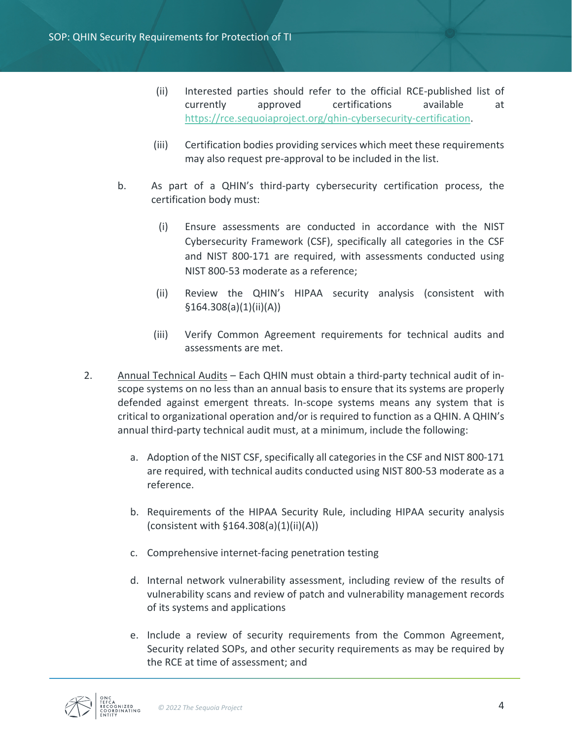(ii) Interested parties should refer to the official RCE-published list of currently approved certifications available at [https://rce.sequoiaproject.org/qhin-cybersecurity-certification](https://rce.sequoiaproject.org/qhin-cybersecurity-certification).

(iii) Certification bodies providing services which meet these requirements may also request pre-approval to be included in the list.

b. As part of a QHIN's third-party cybersecurity certification process, the certification body must:

(i) Ensure assessments are conducted in accordance with the NIST Cybersecurity Framework (CSF), specifically all categories in the CSF and NIST 800-171 are required, with assessments conducted using NIST 800-53 moderate as a reference;

(ii) Review the QHIN's HIPAA security analysis (consistent with §164.308(a)(1)(ii)(A))

(iii) Verify Common Agreement requirements for technical audits and assessments are met.

2. Annual Technical Audits – Each QHIN must obtain a third-party technical audit of in-scope systems on no less than an annual basis to ensure that its systems are properly defended against emergent threats. In-scope systems means any system that is critical to organizational operation and/or is required to function as a QHIN. A QHIN's annual third-party technical audit must, at a minimum, include the following:

   a. Adoption of the NIST CSF, specifically all categories in the CSF and NIST 800-171 are required, with technical audits conducted using NIST 800-53 moderate as a reference.

   b. Requirements of the HIPAA Security Rule, including HIPAA security analysis (consistent with §164.308(a)(1)(ii)(A))

   c. Comprehensive internet-facing penetration testing

   d. Internal network vulnerability assessment, including review of the results of vulnerability scans and review of patch and vulnerability management records of its systems and applications

   e. Include a review of security requirements from the Common Agreement, Security related SOPs, and other security requirements as may be required by the RCE at time of assessment; and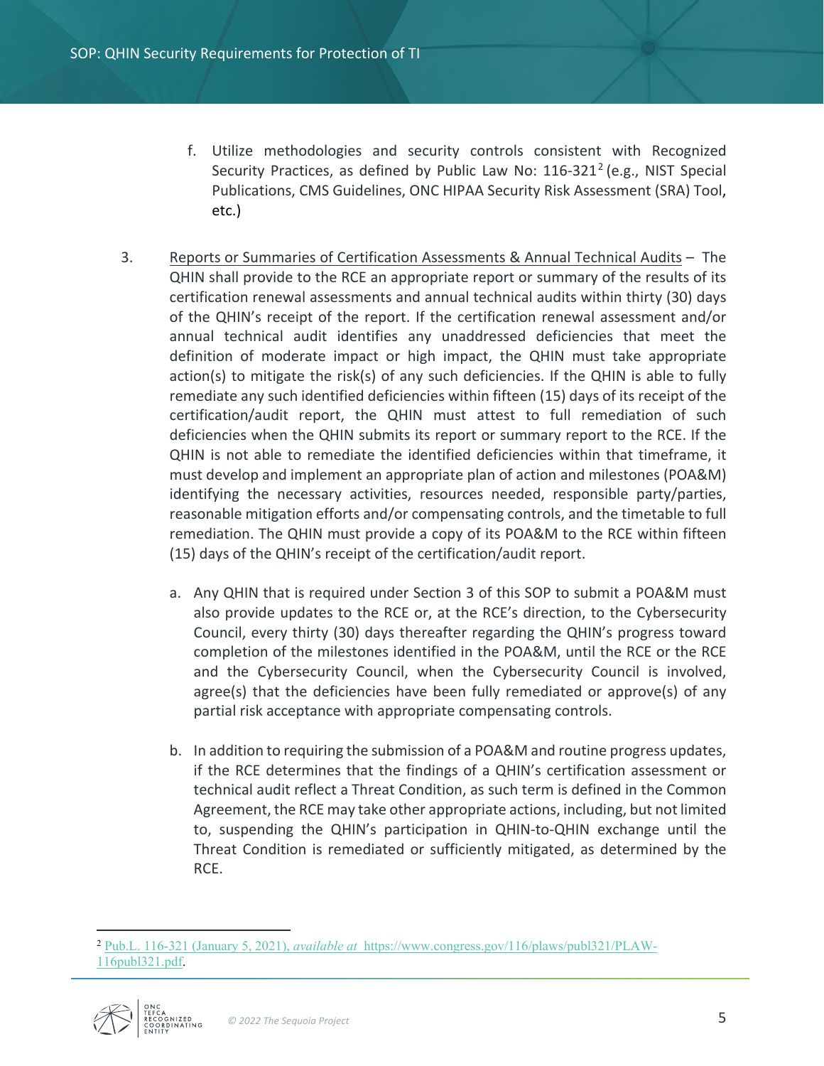f. Utilize methodologies and security controls consistent with Recognized Security Practices, as defined by Public Law No: 116-321[2] (e.g., NIST Special Publications, CMS Guidelines, ONC HIPAA Security Risk Assessment (SRA) Tool, etc.)

3. <u>Reports or Summaries of Certification Assessments & Annual Technical Audits</u> – The QHIN shall provide to the RCE an appropriate report or summary of the results of its certification renewal assessments and annual technical audits within thirty (30) days of the QHIN's receipt of the report. If the certification renewal assessment and/or annual technical audit identifies any unaddressed deficiencies that meet the definition of moderate impact or high impact, the QHIN must take appropriate action(s) to mitigate the risk(s) of any such deficiencies. If the QHIN is able to fully remediate any such identified deficiencies within fifteen (15) days of its receipt of the certification/audit report, the QHIN must attest to full remediation of such deficiencies when the QHIN submits its report or summary report to the RCE. If the QHIN is not able to remediate the identified deficiencies within that timeframe, it must develop and implement an appropriate plan of action and milestones (POA&M) identifying the necessary activities, resources needed, responsible party/parties, reasonable mitigation efforts and/or compensating controls, and the timetable to full remediation. The QHIN must provide a copy of its POA&M to the RCE within fifteen (15) days of the QHIN's receipt of the certification/audit report.

   a. Any QHIN that is required under Section 3 of this SOP to submit a POA&M must also provide updates to the RCE or, at the RCE's direction, to the Cybersecurity Council, every thirty (30) days thereafter regarding the QHIN's progress toward completion of the milestones identified in the POA&M, until the RCE or the RCE and the Cybersecurity Council, when the Cybersecurity Council is involved, agree(s) that the deficiencies have been fully remediated or approve(s) of any partial risk acceptance with appropriate compensating controls.

   b. In addition to requiring the submission of a POA&M and routine progress updates, if the RCE determines that the findings of a QHIN's certification assessment or technical audit reflect a Threat Condition, as such term is defined in the Common Agreement, the RCE may take other appropriate actions, including, but not limited to, suspending the QHIN's participation in QHIN-to-QHIN exchange until the Threat Condition is remediated or sufficiently mitigated, as determined by the RCE.

---

[2] Pub.L. 116-321 (January 5, 2021), *available at* https://www.congress.gov/116/plaws/publ321/PLAW-116publ321.pdf.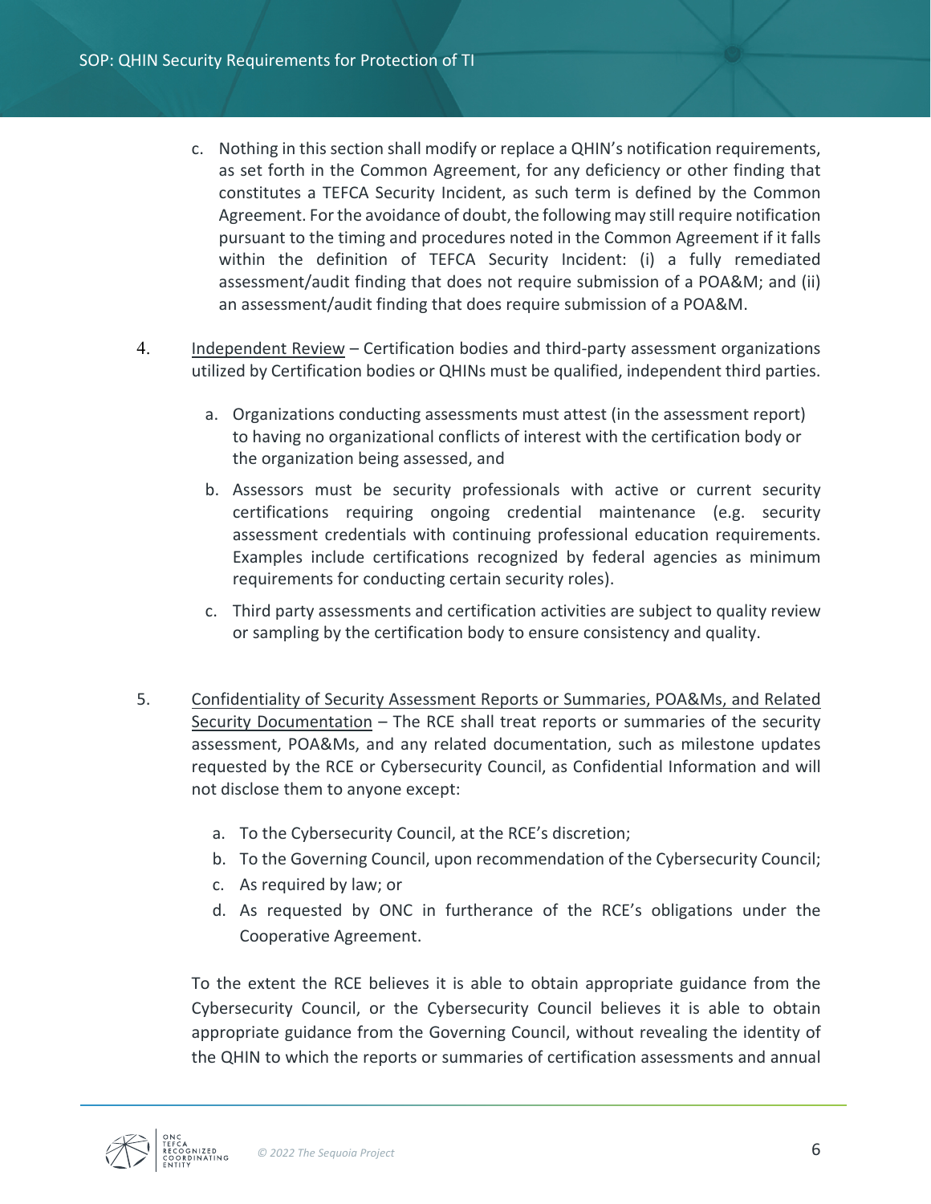c. Nothing in this section shall modify or replace a QHIN's notification requirements, as set forth in the Common Agreement, for any deficiency or other finding that constitutes a TEFCA Security Incident, as such term is defined by the Common Agreement. For the avoidance of doubt, the following may still require notification pursuant to the timing and procedures noted in the Common Agreement if it falls within the definition of TEFCA Security Incident: (i) a fully remediated assessment/audit finding that does not require submission of a POA&M; and (ii) an assessment/audit finding that does require submission of a POA&M.

4. Independent Review – Certification bodies and third-party assessment organizations utilized by Certification bodies or QHINs must be qualified, independent third parties.

   a. Organizations conducting assessments must attest (in the assessment report) to having no organizational conflicts of interest with the certification body or the organization being assessed, and

   b. Assessors must be security professionals with active or current security certifications requiring ongoing credential maintenance (e.g. security assessment credentials with continuing professional education requirements. Examples include certifications recognized by federal agencies as minimum requirements for conducting certain security roles).

   c. Third party assessments and certification activities are subject to quality review or sampling by the certification body to ensure consistency and quality.

5. Confidentiality of Security Assessment Reports or Summaries, POA&Ms, and Related Security Documentation – The RCE shall treat reports or summaries of the security assessment, POA&Ms, and any related documentation, such as milestone updates requested by the RCE or Cybersecurity Council, as Confidential Information and will not disclose them to anyone except:

   a. To the Cybersecurity Council, at the RCE's discretion;
   b. To the Governing Council, upon recommendation of the Cybersecurity Council;
   c. As required by law; or
   d. As requested by ONC in furtherance of the RCE's obligations under the Cooperative Agreement.

   To the extent the RCE believes it is able to obtain appropriate guidance from the Cybersecurity Council, or the Cybersecurity Council believes it is able to obtain appropriate guidance from the Governing Council, without revealing the identity of the QHIN to which the reports or summaries of certification assessments and annual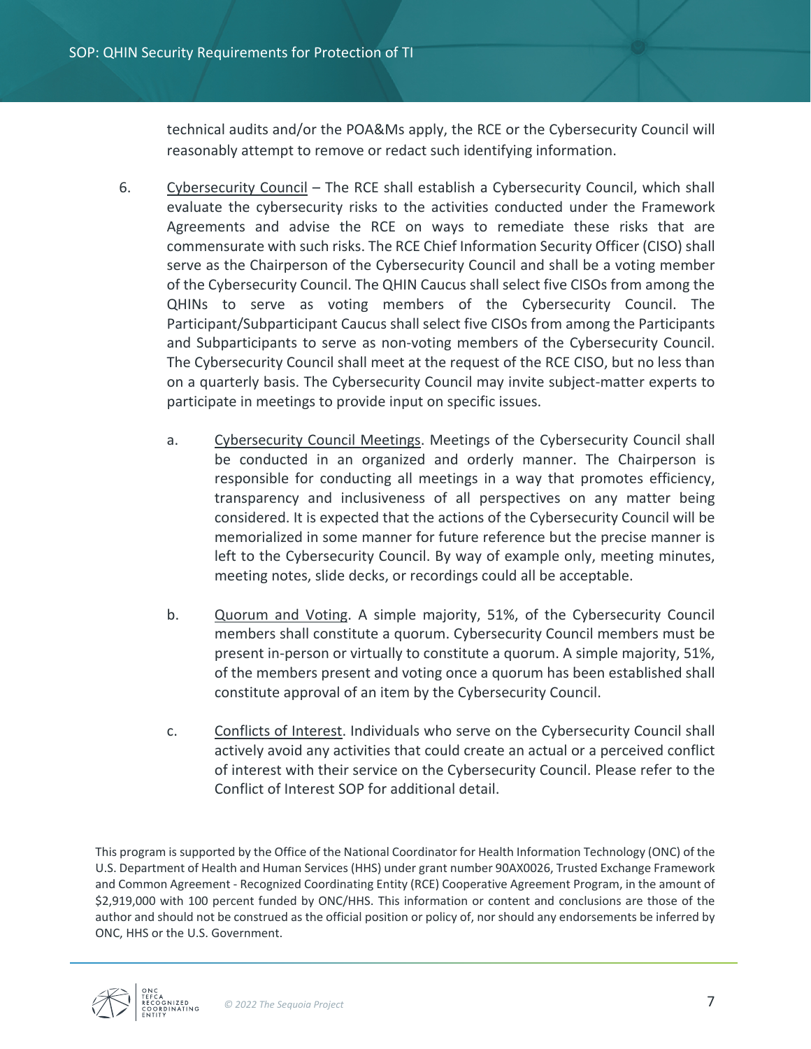technical audits and/or the POA&Ms apply, the RCE or the Cybersecurity Council will reasonably attempt to remove or redact such identifying information.

6. Cybersecurity Council – The RCE shall establish a Cybersecurity Council, which shall evaluate the cybersecurity risks to the activities conducted under the Framework Agreements and advise the RCE on ways to remediate these risks that are commensurate with such risks. The RCE Chief Information Security Officer (CISO) shall serve as the Chairperson of the Cybersecurity Council and shall be a voting member of the Cybersecurity Council. The QHIN Caucus shall select five CISOs from among the QHINs to serve as voting members of the Cybersecurity Council. The Participant/Subparticipant Caucus shall select five CISOs from among the Participants and Subparticipants to serve as non-voting members of the Cybersecurity Council. The Cybersecurity Council shall meet at the request of the RCE CISO, but no less than on a quarterly basis. The Cybersecurity Council may invite subject-matter experts to participate in meetings to provide input on specific issues.

   a. Cybersecurity Council Meetings. Meetings of the Cybersecurity Council shall be conducted in an organized and orderly manner. The Chairperson is responsible for conducting all meetings in a way that promotes efficiency, transparency and inclusiveness of all perspectives on any matter being considered. It is expected that the actions of the Cybersecurity Council will be memorialized in some manner for future reference but the precise manner is left to the Cybersecurity Council. By way of example only, meeting minutes, meeting notes, slide decks, or recordings could all be acceptable.

   b. Quorum and Voting. A simple majority, 51%, of the Cybersecurity Council members shall constitute a quorum. Cybersecurity Council members must be present in-person or virtually to constitute a quorum. A simple majority, 51%, of the members present and voting once a quorum has been established shall constitute approval of an item by the Cybersecurity Council.

   c. Conflicts of Interest. Individuals who serve on the Cybersecurity Council shall actively avoid any activities that could create an actual or a perceived conflict of interest with their service on the Cybersecurity Council. Please refer to the Conflict of Interest SOP for additional detail.

This program is supported by the Office of the National Coordinator for Health Information Technology (ONC) of the U.S. Department of Health and Human Services (HHS) under grant number 90AX0026, Trusted Exchange Framework and Common Agreement - Recognized Coordinating Entity (RCE) Cooperative Agreement Program, in the amount of $2,919,000 with 100 percent funded by ONC/HHS. This information or content and conclusions are those of the author and should not be construed as the official position or policy of, nor should any endorsements be inferred by ONC, HHS or the U.S. Government.